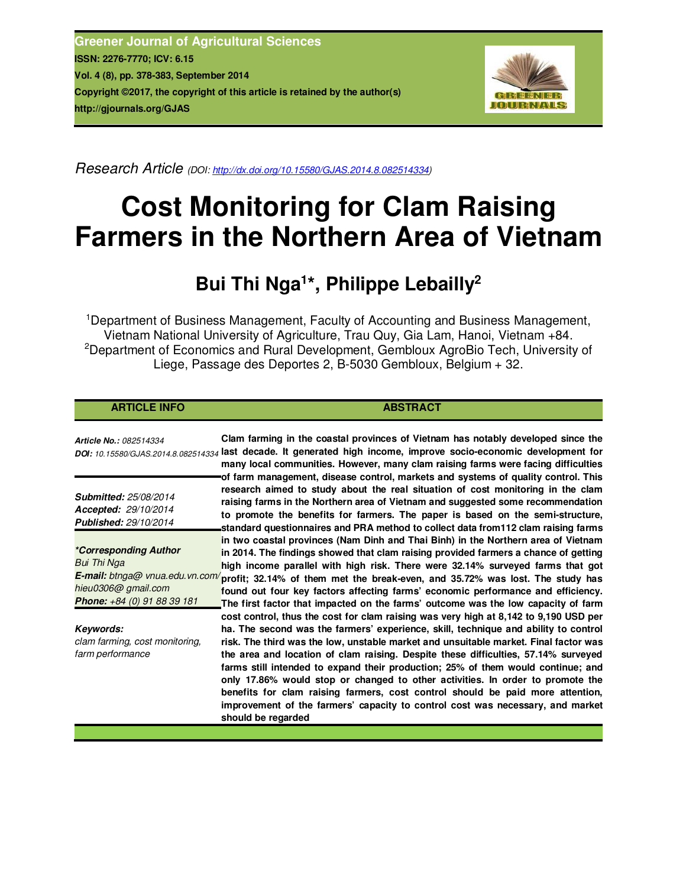Greener Journal of Agricultural Sciences
ISSN: 2276-7770; ICV: 6.15
Vol. 4 (8), pp. 378-383, September 2014
Copyright ©2017, the copyright of this article is retained by the author(s)
http://gjournals.org/GJAS

*Research Article* (DOI: http://dx.doi.org/10.15580/GJAS.2014.8.082514334)

# Cost Monitoring for Clam Raising Farmers in the Northern Area of Vietnam

## Bui Thi Nga[1]*, Philippe Lebailly[2]

[1]Department of Business Management, Faculty of Accounting and Business Management, Vietnam National University of Agriculture, Trau Quy, Gia Lam, Hanoi, Vietnam +84.
[2]Department of Economics and Rural Development, Gembloux AgroBio Tech, University of Liege, Passage des Deportes 2, B-5030 Gembloux, Belgium + 32.

### ARTICLE INFO

***Article No.:*** *082514334*
***DOI:*** *10.15580/GJAS.2014.8.082514334*

***Submitted:*** *25/08/2014*
***Accepted:*** *29/10/2014*
***Published:*** *29/10/2014*

***\*Corresponding Author***
*Bui Thi Nga*
***E-mail:*** *btnga@ vnua.edu.vn.com/ hieu0306@ gmail.com*
***Phone:*** *+84 (0) 91 88 39 181*

***Keywords:***
*clam farming, cost monitoring, farm performance*

### ABSTRACT

**Clam farming in the coastal provinces of Vietnam has notably developed since the last decade. It generated high income, improve socio-economic development for many local communities. However, many clam raising farms were facing difficulties of farm management, disease control, markets and systems of quality control. This research aimed to study about the real situation of cost monitoring in the clam raising farms in the Northern area of Vietnam and suggested some recommendation to promote the benefits for farmers. The paper is based on the semi-structure, standard questionnaires and PRA method to collect data from112 clam raising farms in two coastal provinces (Nam Dinh and Thai Binh) in the Northern area of Vietnam in 2014. The findings showed that clam raising provided farmers a chance of getting high income parallel with high risk. There were 32.14% surveyed farms that got profit; 32.14% of them met the break-even, and 35.72% was lost. The study has found out four key factors affecting farms' economic performance and efficiency. The first factor that impacted on the farms' outcome was the low capacity of farm cost control, thus the cost for clam raising was very high at 8,142 to 9,190 USD per ha. The second was the farmers' experience, skill, technique and ability to control risk. The third was the low, unstable market and unsuitable market. Final factor was the area and location of clam raising. Despite these difficulties, 57.14% surveyed farms still intended to expand their production; 25% of them would continue; and only 17.86% would stop or changed to other activities. In order to promote the benefits for clam raising farmers, cost control should be paid more attention, improvement of the farmers' capacity to control cost was necessary, and market should be regarded**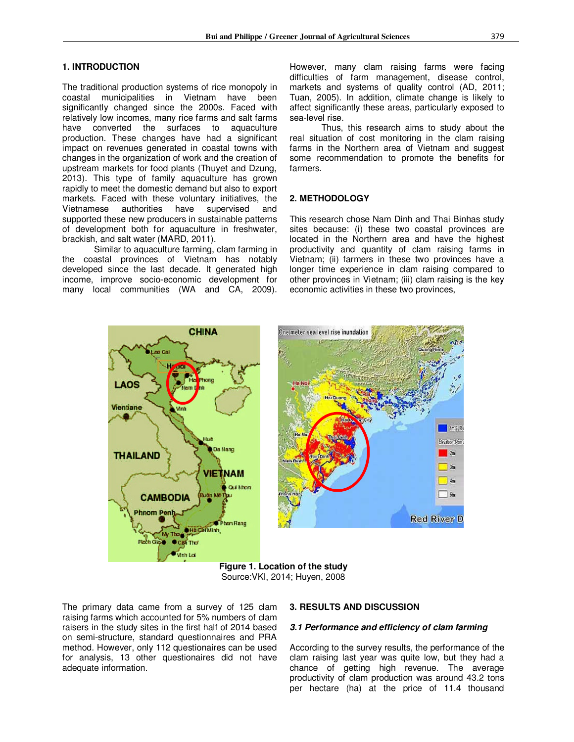## 1. INTRODUCTION

The traditional production systems of rice monopoly in coastal municipalities in Vietnam have been significantly changed since the 2000s. Faced with relatively low incomes, many rice farms and salt farms have converted the surfaces to aquaculture production. These changes have had a significant impact on revenues generated in coastal towns with changes in the organization of work and the creation of upstream markets for food plants (Thuyet and Dzung, 2013). This type of family aquaculture has grown rapidly to meet the domestic demand but also to export markets. Faced with these voluntary initiatives, the Vietnamese authorities have supervised and supported these new producers in sustainable patterns of development both for aquaculture in freshwater, brackish, and salt water (MARD, 2011).

Similar to aquaculture farming, clam farming in the coastal provinces of Vietnam has notably developed since the last decade. It generated high income, improve socio-economic development for many local communities (WA and CA, 2009). However, many clam raising farms were facing difficulties of farm management, disease control, markets and systems of quality control (AD, 2011; Tuan, 2005). In addition, climate change is likely to affect significantly these areas, particularly exposed to sea-level rise.

Thus, this research aims to study about the real situation of cost monitoring in the clam raising farms in the Northern area of Vietnam and suggest some recommendation to promote the benefits for farmers.

## 2. METHODOLOGY

This research chose Nam Dinh and Thai Binhas study sites because: (i) these two coastal provinces are located in the Northern area and have the highest productivity and quantity of clam raising farms in Vietnam; (ii) farmers in these two provinces have a longer time experience in clam raising compared to other provinces in Vietnam; (iii) clam raising is the key economic activities in these two provinces,

**Figure 1. Location of the study**
Source:VKI, 2014; Huyen, 2008

The primary data came from a survey of 125 clam raising farms which accounted for 5% numbers of clam raisers in the study sites in the first half of 2014 based on semi-structure, standard questionnaires and PRA method. However, only 112 questionaires can be used for analysis, 13 other questionaires did not have adequate information.

## 3. RESULTS AND DISCUSSION

### *3.1 Performance and efficiency of clam farming*

According to the survey results, the performance of the clam raising last year was quite low, but they had a chance of getting high revenue. The average productivity of clam production was around 43.2 tons per hectare (ha) at the price of 11.4 thousand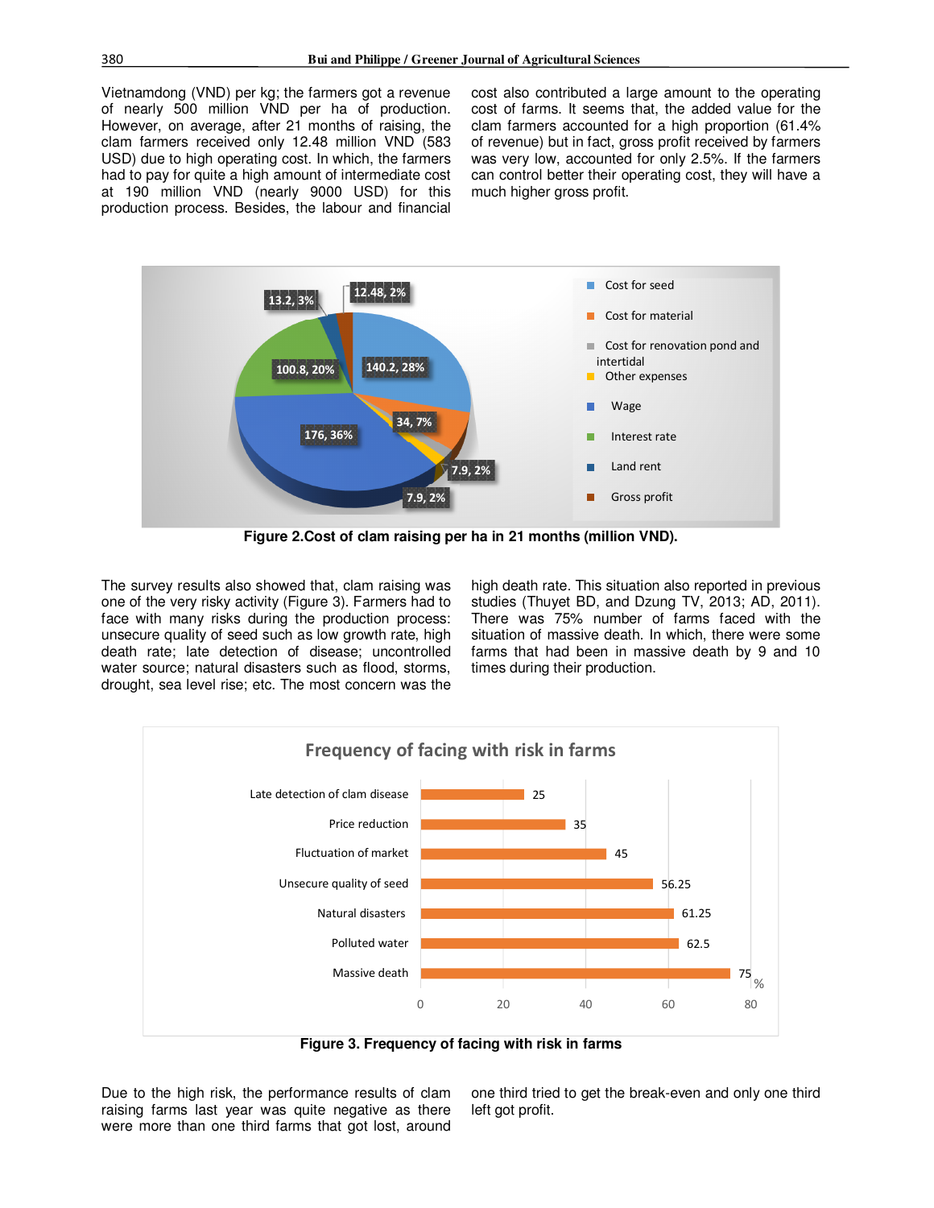Vietnamdong (VND) per kg; the farmers got a revenue of nearly 500 million VND per ha of production. However, on average, after 21 months of raising, the clam farmers received only 12.48 million VND (583 USD) due to high operating cost. In which, the farmers had to pay for quite a high amount of intermediate cost at 190 million VND (nearly 9000 USD) for this production process. Besides, the labour and financial cost also contributed a large amount to the operating cost of farms. It seems that, the added value for the clam farmers accounted for a high proportion (61.4% of revenue) but in fact, gross profit received by farmers was very low, accounted for only 2.5%. If the farmers can control better their operating cost, they will have a much higher gross profit.

**Figure 2.Cost of clam raising per ha in 21 months (million VND).**

The survey results also showed that, clam raising was one of the very risky activity (Figure 3). Farmers had to face with many risks during the production process: unsecure quality of seed such as low growth rate, high death rate; late detection of disease; uncontrolled water source; natural disasters such as flood, storms, drought, sea level rise; etc. The most concern was the high death rate. This situation also reported in previous studies (Thuyet BD, and Dzung TV, 2013; AD, 2011). There was 75% number of farms faced with the situation of massive death. In which, there were some farms that had been in massive death by 9 and 10 times during their production.

**Figure 3. Frequency of facing with risk in farms**

Due to the high risk, the performance results of clam raising farms last year was quite negative as there were more than one third farms that got lost, around one third tried to get the break-even and only one third left got profit.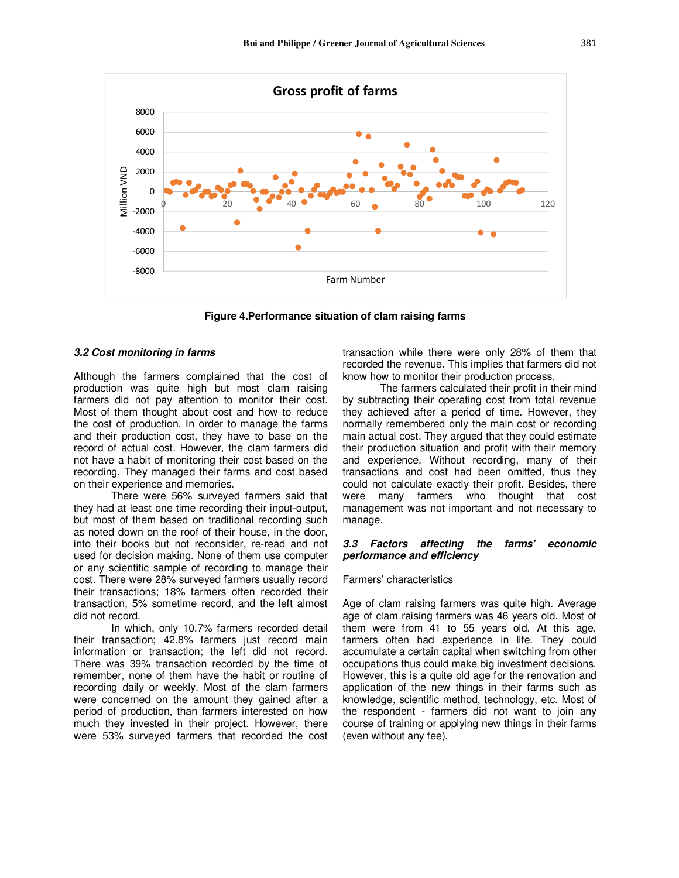Figure 4.Performance situation of clam raising farms

### *3.2 Cost monitoring in farms*

Although the farmers complained that the cost of production was quite high but most clam raising farmers did not pay attention to monitor their cost. Most of them thought about cost and how to reduce the cost of production. In order to manage the farms and their production cost, they have to base on the record of actual cost. However, the clam farmers did not have a habit of monitoring their cost based on the recording. They managed their farms and cost based on their experience and memories.

There were 56% surveyed farmers said that they had at least one time recording their input-output, but most of them based on traditional recording such as noted down on the roof of their house, in the door, into their books but not reconsider, re-read and not used for decision making. None of them use computer or any scientific sample of recording to manage their cost. There were 28% surveyed farmers usually record their transactions; 18% farmers often recorded their transaction, 5% sometime record, and the left almost did not record.

In which, only 10.7% farmers recorded detail their transaction; 42.8% farmers just record main information or transaction; the left did not record. There was 39% transaction recorded by the time of remember, none of them have the habit or routine of recording daily or weekly. Most of the clam farmers were concerned on the amount they gained after a period of production, than farmers interested on how much they invested in their project. However, there were 53% surveyed farmers that recorded the cost transaction while there were only 28% of them that recorded the revenue. This implies that farmers did not know how to monitor their production process.

The farmers calculated their profit in their mind by subtracting their operating cost from total revenue they achieved after a period of time. However, they normally remembered only the main cost or recording main actual cost. They argued that they could estimate their production situation and profit with their memory and experience. Without recording, many of their transactions and cost had been omitted, thus they could not calculate exactly their profit. Besides, there were many farmers who thought that cost management was not important and not necessary to manage.

### *3.3 Factors affecting the farms' economic performance and efficiency*

<u>Farmers' characteristics</u>

Age of clam raising farmers was quite high. Average age of clam raising farmers was 46 years old. Most of them were from 41 to 55 years old. At this age, farmers often had experience in life. They could accumulate a certain capital when switching from other occupations thus could make big investment decisions. However, this is a quite old age for the renovation and application of the new things in their farms such as knowledge, scientific method, technology, etc. Most of the respondent - farmers did not want to join any course of training or applying new things in their farms (even without any fee).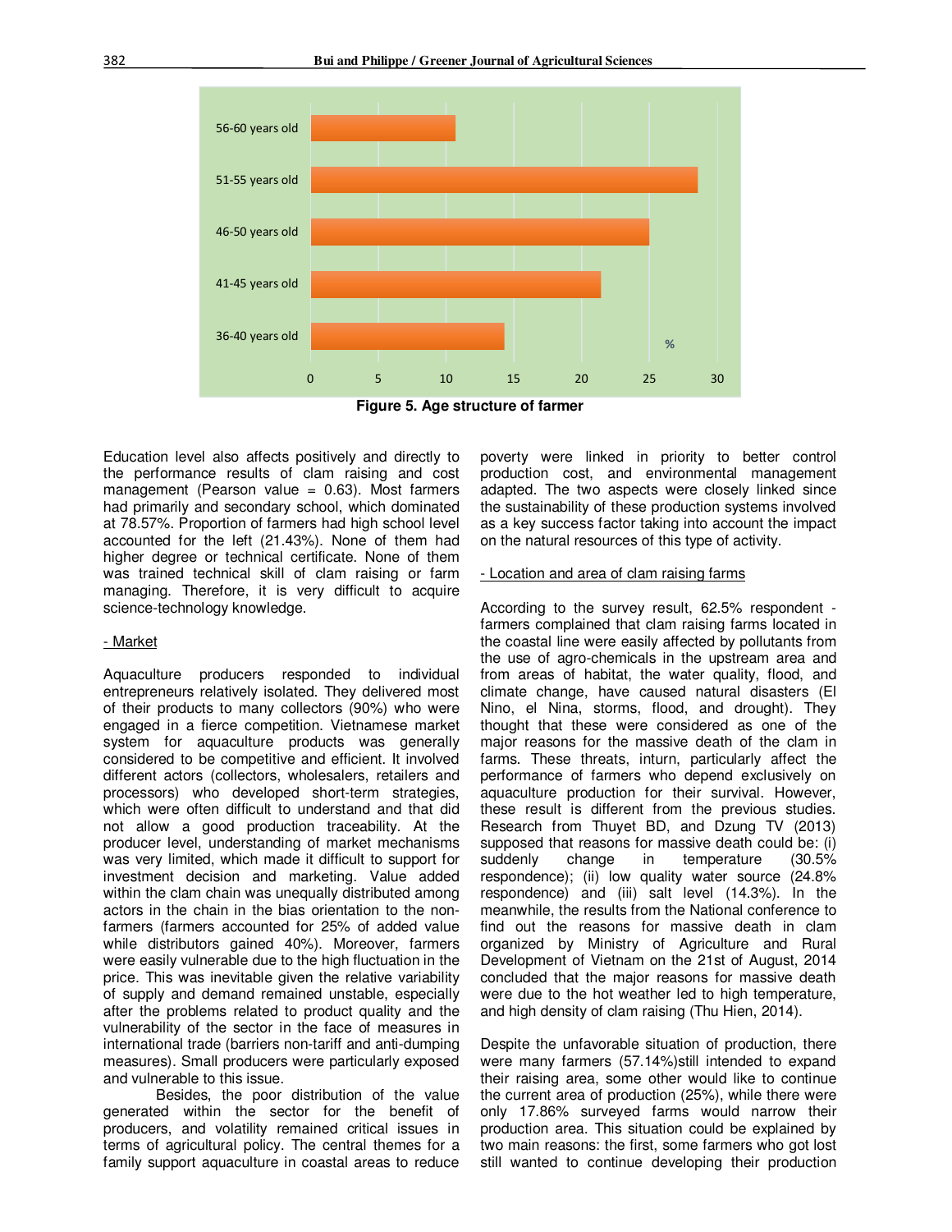Figure 5. Age structure of farmer

Education level also affects positively and directly to the performance results of clam raising and cost management (Pearson value = 0.63). Most farmers had primarily and secondary school, which dominated at 78.57%. Proportion of farmers had high school level accounted for the left (21.43%). None of them had higher degree or technical certificate. None of them was trained technical skill of clam raising or farm managing. Therefore, it is very difficult to acquire science-technology knowledge.

- Market

Aquaculture producers responded to individual entrepreneurs relatively isolated. They delivered most of their products to many collectors (90%) who were engaged in a fierce competition. Vietnamese market system for aquaculture products was generally considered to be competitive and efficient. It involved different actors (collectors, wholesalers, retailers and processors) who developed short-term strategies, which were often difficult to understand and that did not allow a good production traceability. At the producer level, understanding of market mechanisms was very limited, which made it difficult to support for investment decision and marketing. Value added within the clam chain was unequally distributed among actors in the chain in the bias orientation to the non-farmers (farmers accounted for 25% of added value while distributors gained 40%). Moreover, farmers were easily vulnerable due to the high fluctuation in the price. This was inevitable given the relative variability of supply and demand remained unstable, especially after the problems related to product quality and the vulnerability of the sector in the face of measures in international trade (barriers non-tariff and anti-dumping measures). Small producers were particularly exposed and vulnerable to this issue.

Besides, the poor distribution of the value generated within the sector for the benefit of producers, and volatility remained critical issues in terms of agricultural policy. The central themes for a family support aquaculture in coastal areas to reduce poverty were linked in priority to better control production cost, and environmental management adapted. The two aspects were closely linked since the sustainability of these production systems involved as a key success factor taking into account the impact on the natural resources of this type of activity.

- Location and area of clam raising farms

According to the survey result, 62.5% respondent - farmers complained that clam raising farms located in the coastal line were easily affected by pollutants from the use of agro-chemicals in the upstream area and from areas of habitat, the water quality, flood, and climate change, have caused natural disasters (El Nino, el Nina, storms, flood, and drought). They thought that these were considered as one of the major reasons for the massive death of the clam in farms. These threats, inturn, particularly affect the performance of farmers who depend exclusively on aquaculture production for their survival. However, these result is different from the previous studies. Research from Thuyet BD, and Dzung TV (2013) supposed that reasons for massive death could be: (i) suddenly change in temperature (30.5% respondence); (ii) low quality water source (24.8% respondence) and (iii) salt level (14.3%). In the meanwhile, the results from the National conference to find out the reasons for massive death in clam organized by Ministry of Agriculture and Rural Development of Vietnam on the 21st of August, 2014 concluded that the major reasons for massive death were due to the hot weather led to high temperature, and high density of clam raising (Thu Hien, 2014).

Despite the unfavorable situation of production, there were many farmers (57.14%)still intended to expand their raising area, some other would like to continue the current area of production (25%), while there were only 17.86% surveyed farms would narrow their production area. This situation could be explained by two main reasons: the first, some farmers who got lost still wanted to continue developing their production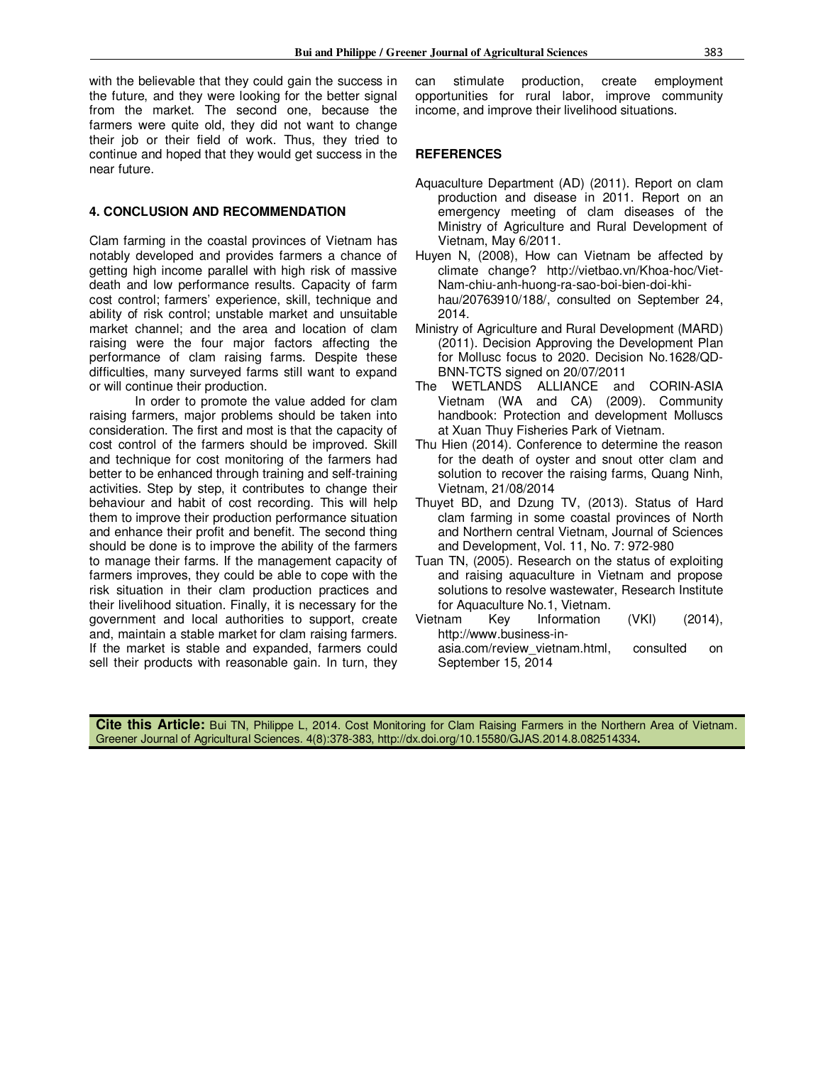with the believable that they could gain the success in the future, and they were looking for the better signal from the market. The second one, because the farmers were quite old, they did not want to change their job or their field of work. Thus, they tried to continue and hoped that they would get success in the near future.

## 4. CONCLUSION AND RECOMMENDATION

Clam farming in the coastal provinces of Vietnam has notably developed and provides farmers a chance of getting high income parallel with high risk of massive death and low performance results. Capacity of farm cost control; farmers' experience, skill, technique and ability of risk control; unstable market and unsuitable market channel; and the area and location of clam raising were the four major factors affecting the performance of clam raising farms. Despite these difficulties, many surveyed farms still want to expand or will continue their production.

In order to promote the value added for clam raising farmers, major problems should be taken into consideration. The first and most is that the capacity of cost control of the farmers should be improved. Skill and technique for cost monitoring of the farmers had better to be enhanced through training and self-training activities. Step by step, it contributes to change their behaviour and habit of cost recording. This will help them to improve their production performance situation and enhance their profit and benefit. The second thing should be done is to improve the ability of the farmers to manage their farms. If the management capacity of farmers improves, they could be able to cope with the risk situation in their clam production practices and their livelihood situation. Finally, it is necessary for the government and local authorities to support, create and, maintain a stable market for clam raising farmers. If the market is stable and expanded, farmers could sell their products with reasonable gain. In turn, they can stimulate production, create employment opportunities for rural labor, improve community income, and improve their livelihood situations.

## REFERENCES

Aquaculture Department (AD) (2011). Report on clam production and disease in 2011. Report on an emergency meeting of clam diseases of the Ministry of Agriculture and Rural Development of Vietnam, May 6/2011.

Huyen N, (2008), How can Vietnam be affected by climate change? http://vietbao.vn/Khoa-hoc/Viet-Nam-chiu-anh-huong-ra-sao-boi-bien-doi-khi-hau/20763910/188/, consulted on September 24, 2014.

Ministry of Agriculture and Rural Development (MARD) (2011). Decision Approving the Development Plan for Mollusc focus to 2020. Decision No.1628/QD-BNN-TCTS signed on 20/07/2011

The WETLANDS ALLIANCE and CORIN-ASIA Vietnam (WA and CA) (2009). Community handbook: Protection and development Molluscs at Xuan Thuy Fisheries Park of Vietnam.

Thu Hien (2014). Conference to determine the reason for the death of oyster and snout otter clam and solution to recover the raising farms, Quang Ninh, Vietnam, 21/08/2014

Thuyet BD, and Dzung TV, (2013). Status of Hard clam farming in some coastal provinces of North and Northern central Vietnam, Journal of Sciences and Development, Vol. 11, No. 7: 972-980

Tuan TN, (2005). Research on the status of exploiting and raising aquaculture in Vietnam and propose solutions to resolve wastewater, Research Institute for Aquaculture No.1, Vietnam.

Vietnam Key Information (VKI) (2014), http://www.business-in-asia.com/review_vietnam.html, consulted on September 15, 2014

**Cite this Article:** Bui TN, Philippe L, 2014. Cost Monitoring for Clam Raising Farmers in the Northern Area of Vietnam. Greener Journal of Agricultural Sciences. 4(8):378-383, http://dx.doi.org/10.15580/GJAS.2014.8.082514334**.**